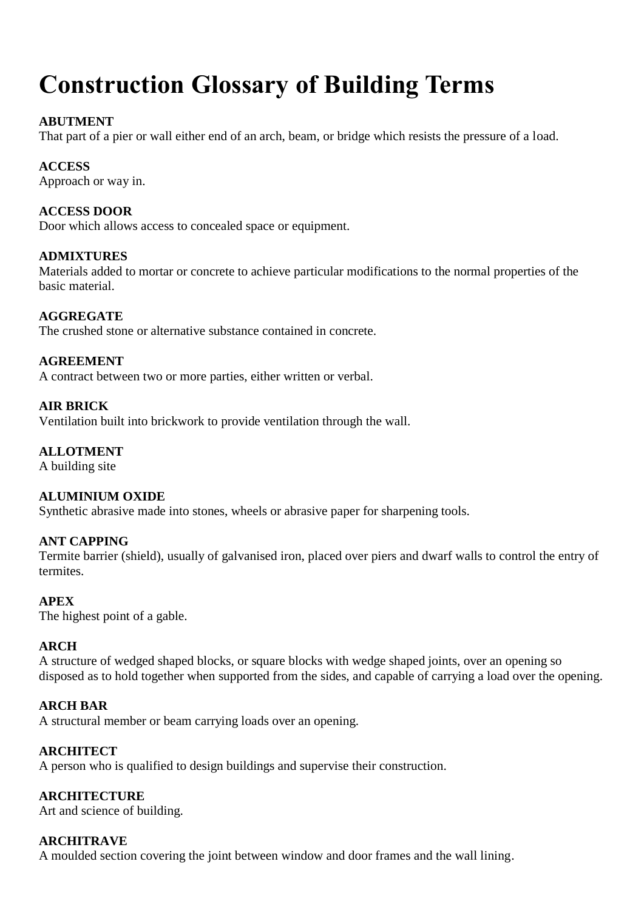# Construction Glossary of Building Terms

**ABUTMENT**
That part of a pier or wall either end of an arch, beam, or bridge which resists the pressure of a load.

**ACCESS**
Approach or way in.

**ACCESS DOOR**
Door which allows access to concealed space or equipment.

**ADMIXTURES**
Materials added to mortar or concrete to achieve particular modifications to the normal properties of the basic material.

**AGGREGATE**
The crushed stone or alternative substance contained in concrete.

**AGREEMENT**
A contract between two or more parties, either written or verbal.

**AIR BRICK**
Ventilation built into brickwork to provide ventilation through the wall.

**ALLOTMENT**
A building site

**ALUMINIUM OXIDE**
Synthetic abrasive made into stones, wheels or abrasive paper for sharpening tools.

**ANT CAPPING**
Termite barrier (shield), usually of galvanised iron, placed over piers and dwarf walls to control the entry of termites.

**APEX**
The highest point of a gable.

**ARCH**
A structure of wedged shaped blocks, or square blocks with wedge shaped joints, over an opening so disposed as to hold together when supported from the sides, and capable of carrying a load over the opening.

**ARCH BAR**
A structural member or beam carrying loads over an opening.

**ARCHITECT**
A person who is qualified to design buildings and supervise their construction.

**ARCHITECTURE**
Art and science of building.

**ARCHITRAVE**
A moulded section covering the joint between window and door frames and the wall lining.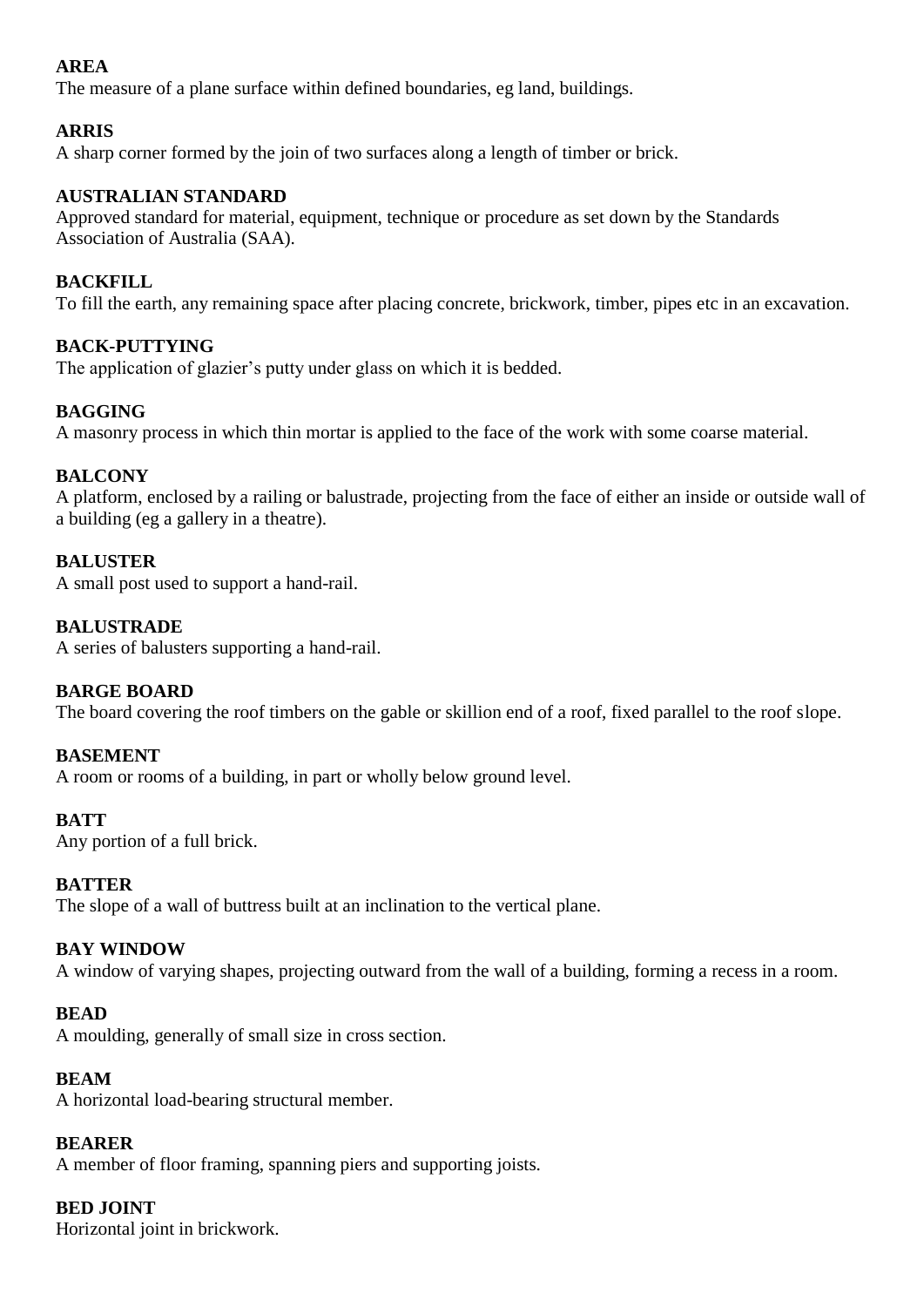**AREA**
The measure of a plane surface within defined boundaries, eg land, buildings.

**ARRIS**
A sharp corner formed by the join of two surfaces along a length of timber or brick.

**AUSTRALIAN STANDARD**
Approved standard for material, equipment, technique or procedure as set down by the Standards Association of Australia (SAA).

**BACKFILL**
To fill the earth, any remaining space after placing concrete, brickwork, timber, pipes etc in an excavation.

**BACK-PUTTYING**
The application of glazier's putty under glass on which it is bedded.

**BAGGING**
A masonry process in which thin mortar is applied to the face of the work with some coarse material.

**BALCONY**
A platform, enclosed by a railing or balustrade, projecting from the face of either an inside or outside wall of a building (eg a gallery in a theatre).

**BALUSTER**
A small post used to support a hand-rail.

**BALUSTRADE**
A series of balusters supporting a hand-rail.

**BARGE BOARD**
The board covering the roof timbers on the gable or skillion end of a roof, fixed parallel to the roof slope.

**BASEMENT**
A room or rooms of a building, in part or wholly below ground level.

**BATT**
Any portion of a full brick.

**BATTER**
The slope of a wall of buttress built at an inclination to the vertical plane.

**BAY WINDOW**
A window of varying shapes, projecting outward from the wall of a building, forming a recess in a room.

**BEAD**
A moulding, generally of small size in cross section.

**BEAM**
A horizontal load-bearing structural member.

**BEARER**
A member of floor framing, spanning piers and supporting joists.

**BED JOINT**
Horizontal joint in brickwork.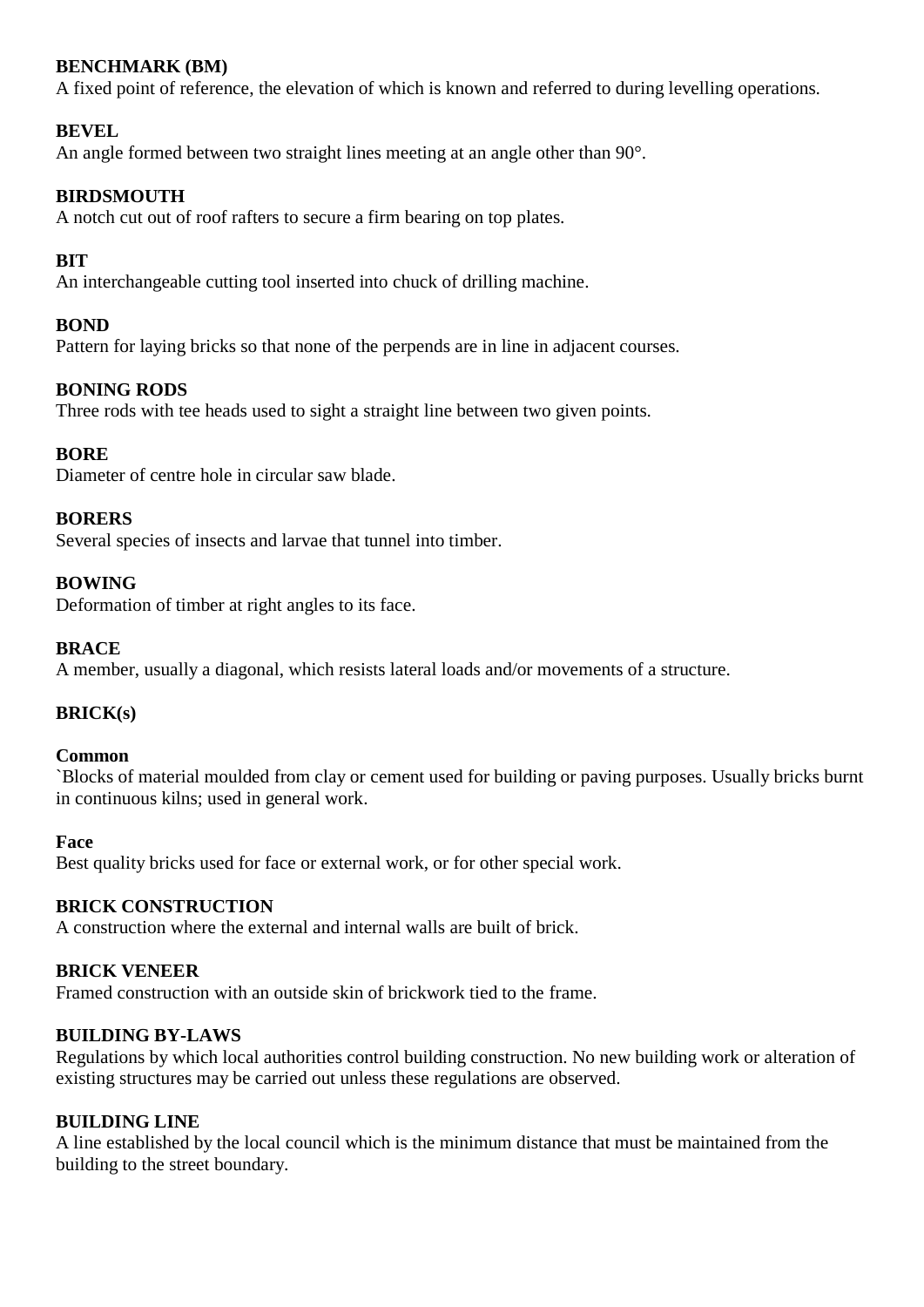**BENCHMARK (BM)**
A fixed point of reference, the elevation of which is known and referred to during levelling operations.

**BEVEL**
An angle formed between two straight lines meeting at an angle other than 90°.

**BIRDSMOUTH**
A notch cut out of roof rafters to secure a firm bearing on top plates.

**BIT**
An interchangeable cutting tool inserted into chuck of drilling machine.

**BOND**
Pattern for laying bricks so that none of the perpends are in line in adjacent courses.

**BONING RODS**
Three rods with tee heads used to sight a straight line between two given points.

**BORE**
Diameter of centre hole in circular saw blade.

**BORERS**
Several species of insects and larvae that tunnel into timber.

**BOWING**
Deformation of timber at right angles to its face.

**BRACE**
A member, usually a diagonal, which resists lateral loads and/or movements of a structure.

**BRICK(s)**

**Common**
`Blocks of material moulded from clay or cement used for building or paving purposes. Usually bricks burnt in continuous kilns; used in general work.

**Face**
Best quality bricks used for face or external work, or for other special work.

**BRICK CONSTRUCTION**
A construction where the external and internal walls are built of brick.

**BRICK VENEER**
Framed construction with an outside skin of brickwork tied to the frame.

**BUILDING BY-LAWS**
Regulations by which local authorities control building construction. No new building work or alteration of existing structures may be carried out unless these regulations are observed.

**BUILDING LINE**
A line established by the local council which is the minimum distance that must be maintained from the building to the street boundary.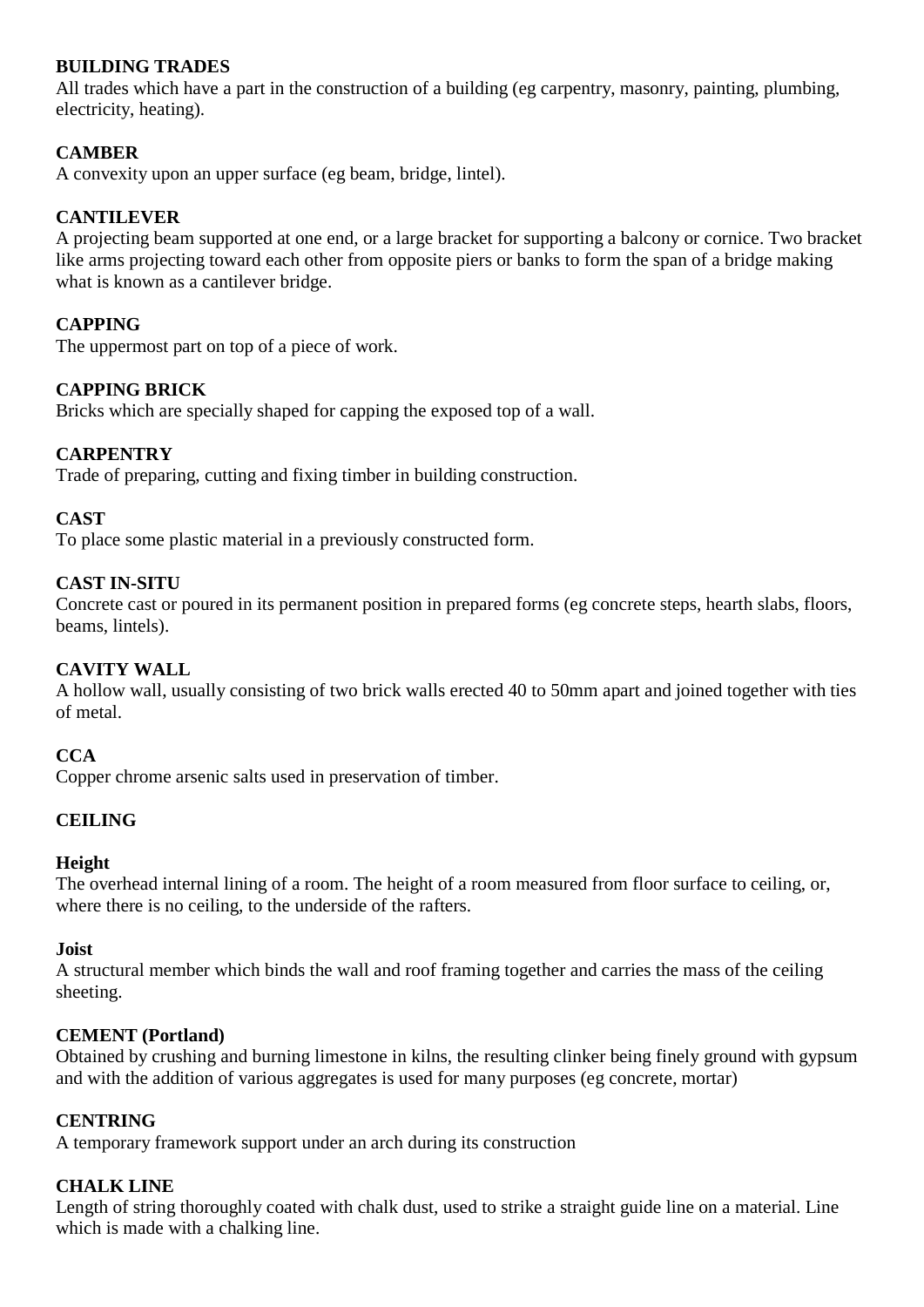**BUILDING TRADES**
All trades which have a part in the construction of a building (eg carpentry, masonry, painting, plumbing, electricity, heating).

**CAMBER**
A convexity upon an upper surface (eg beam, bridge, lintel).

**CANTILEVER**
A projecting beam supported at one end, or a large bracket for supporting a balcony or cornice. Two bracket like arms projecting toward each other from opposite piers or banks to form the span of a bridge making what is known as a cantilever bridge.

**CAPPING**
The uppermost part on top of a piece of work.

**CAPPING BRICK**
Bricks which are specially shaped for capping the exposed top of a wall.

**CARPENTRY**
Trade of preparing, cutting and fixing timber in building construction.

**CAST**
To place some plastic material in a previously constructed form.

**CAST IN-SITU**
Concrete cast or poured in its permanent position in prepared forms (eg concrete steps, hearth slabs, floors, beams, lintels).

**CAVITY WALL**
A hollow wall, usually consisting of two brick walls erected 40 to 50mm apart and joined together with ties of metal.

**CCA**
Copper chrome arsenic salts used in preservation of timber.

**CEILING**

**Height**
The overhead internal lining of a room. The height of a room measured from floor surface to ceiling, or, where there is no ceiling, to the underside of the rafters.

**Joist**
A structural member which binds the wall and roof framing together and carries the mass of the ceiling sheeting.

**CEMENT (Portland)**
Obtained by crushing and burning limestone in kilns, the resulting clinker being finely ground with gypsum and with the addition of various aggregates is used for many purposes (eg concrete, mortar)

**CENTRING**
A temporary framework support under an arch during its construction

**CHALK LINE**
Length of string thoroughly coated with chalk dust, used to strike a straight guide line on a material. Line which is made with a chalking line.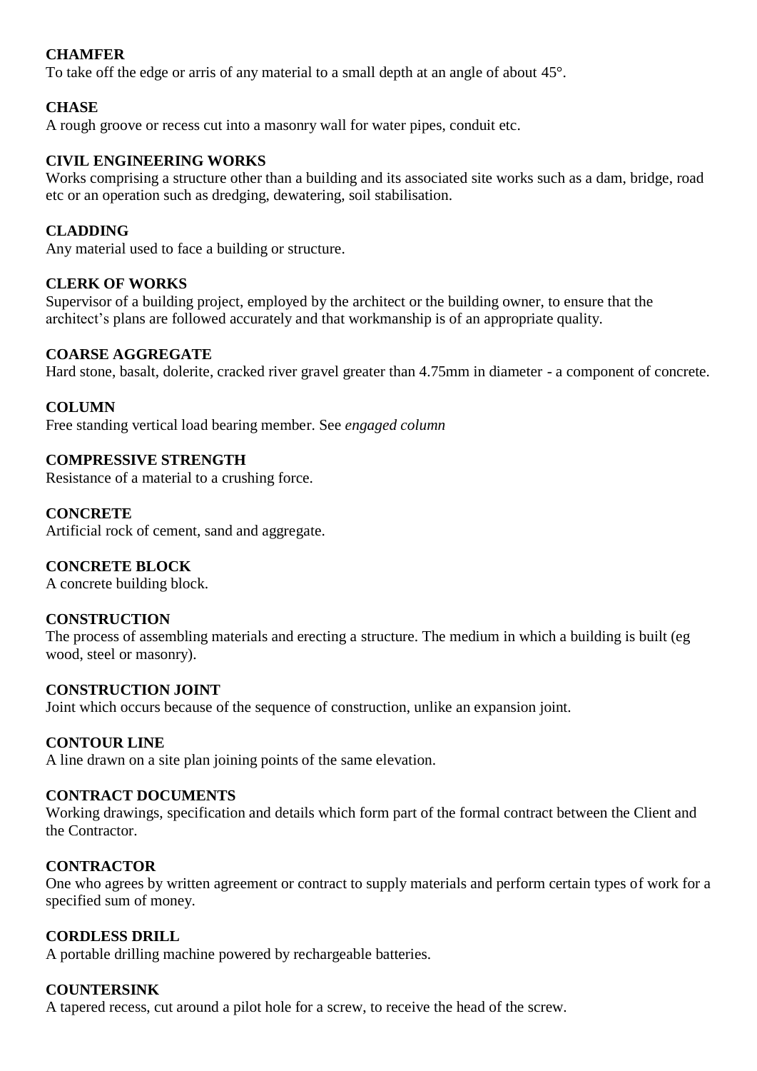**CHAMFER**
To take off the edge or arris of any material to a small depth at an angle of about 45°.

**CHASE**
A rough groove or recess cut into a masonry wall for water pipes, conduit etc.

**CIVIL ENGINEERING WORKS**
Works comprising a structure other than a building and its associated site works such as a dam, bridge, road etc or an operation such as dredging, dewatering, soil stabilisation.

**CLADDING**
Any material used to face a building or structure.

**CLERK OF WORKS**
Supervisor of a building project, employed by the architect or the building owner, to ensure that the architect's plans are followed accurately and that workmanship is of an appropriate quality.

**COARSE AGGREGATE**
Hard stone, basalt, dolerite, cracked river gravel greater than 4.75mm in diameter - a component of concrete.

**COLUMN**
Free standing vertical load bearing member. See *engaged column*

**COMPRESSIVE STRENGTH**
Resistance of a material to a crushing force.

**CONCRETE**
Artificial rock of cement, sand and aggregate.

**CONCRETE BLOCK**
A concrete building block.

**CONSTRUCTION**
The process of assembling materials and erecting a structure. The medium in which a building is built (eg wood, steel or masonry).

**CONSTRUCTION JOINT**
Joint which occurs because of the sequence of construction, unlike an expansion joint.

**CONTOUR LINE**
A line drawn on a site plan joining points of the same elevation.

**CONTRACT DOCUMENTS**
Working drawings, specification and details which form part of the formal contract between the Client and the Contractor.

**CONTRACTOR**
One who agrees by written agreement or contract to supply materials and perform certain types of work for a specified sum of money.

**CORDLESS DRILL**
A portable drilling machine powered by rechargeable batteries.

**COUNTERSINK**
A tapered recess, cut around a pilot hole for a screw, to receive the head of the screw.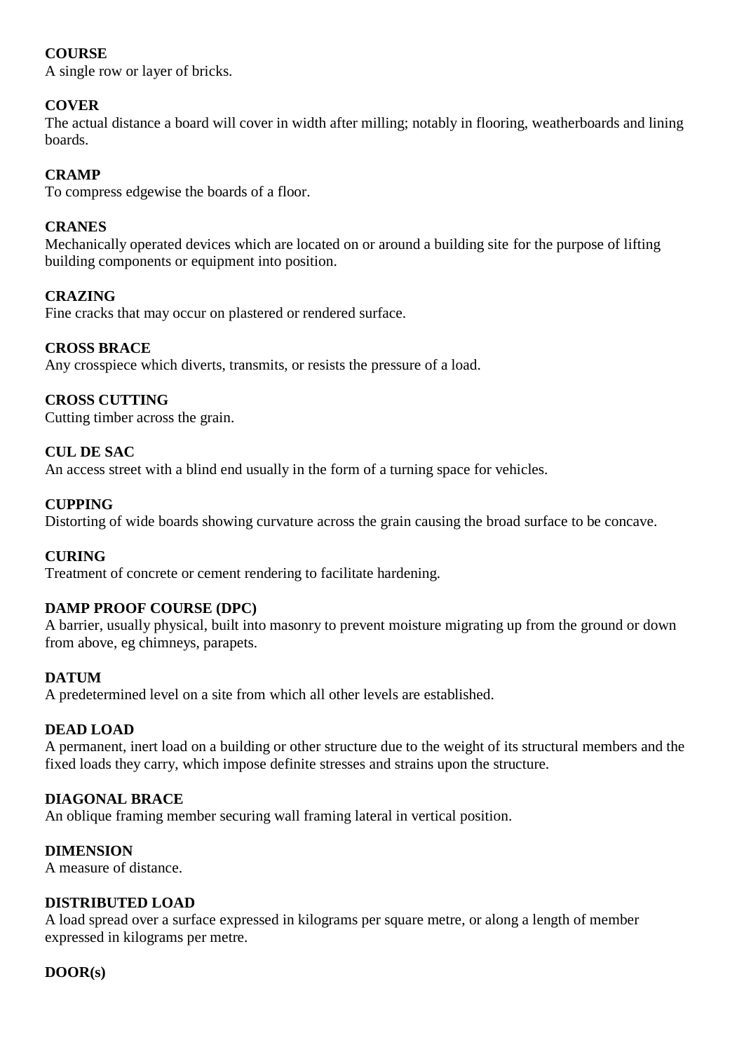**COURSE**
A single row or layer of bricks.

**COVER**
The actual distance a board will cover in width after milling; notably in flooring, weatherboards and lining boards.

**CRAMP**
To compress edgewise the boards of a floor.

**CRANES**
Mechanically operated devices which are located on or around a building site for the purpose of lifting building components or equipment into position.

**CRAZING**
Fine cracks that may occur on plastered or rendered surface.

**CROSS BRACE**
Any crosspiece which diverts, transmits, or resists the pressure of a load.

**CROSS CUTTING**
Cutting timber across the grain.

**CUL DE SAC**
An access street with a blind end usually in the form of a turning space for vehicles.

**CUPPING**
Distorting of wide boards showing curvature across the grain causing the broad surface to be concave.

**CURING**
Treatment of concrete or cement rendering to facilitate hardening.

**DAMP PROOF COURSE (DPC)**
A barrier, usually physical, built into masonry to prevent moisture migrating up from the ground or down from above, eg chimneys, parapets.

**DATUM**
A predetermined level on a site from which all other levels are established.

**DEAD LOAD**
A permanent, inert load on a building or other structure due to the weight of its structural members and the fixed loads they carry, which impose definite stresses and strains upon the structure.

**DIAGONAL BRACE**
An oblique framing member securing wall framing lateral in vertical position.

**DIMENSION**
A measure of distance.

**DISTRIBUTED LOAD**
A load spread over a surface expressed in kilograms per square metre, or along a length of member expressed in kilograms per metre.

**DOOR(s)**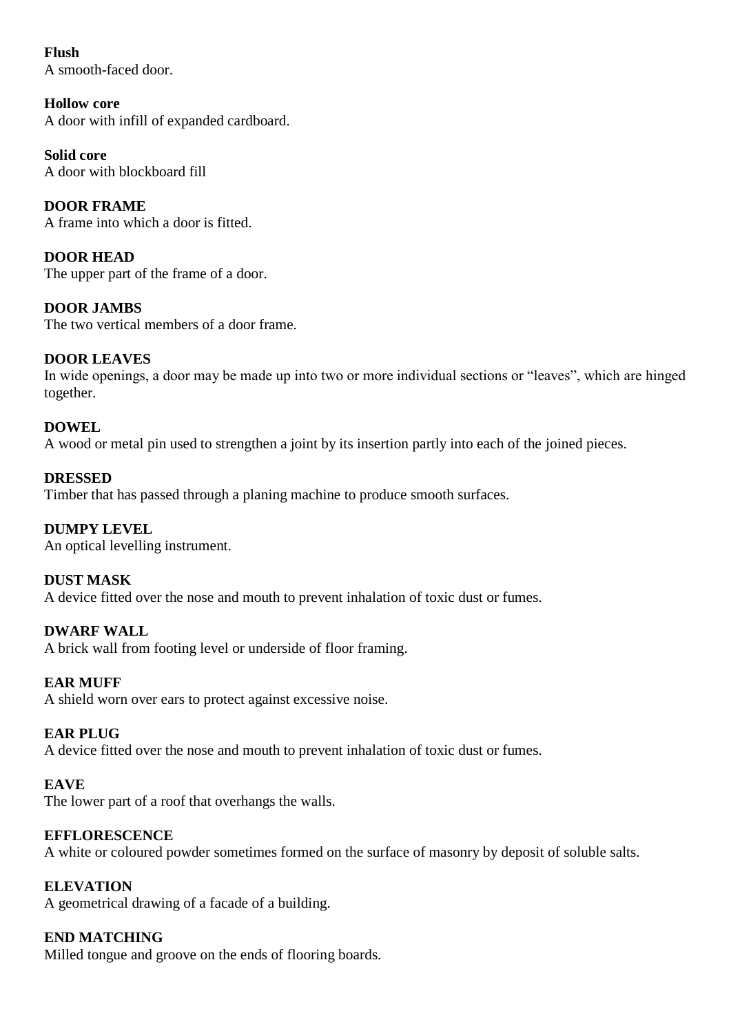**Flush**
A smooth-faced door.

**Hollow core**
A door with infill of expanded cardboard.

**Solid core**
A door with blockboard fill

**DOOR FRAME**
A frame into which a door is fitted.

**DOOR HEAD**
The upper part of the frame of a door.

**DOOR JAMBS**
The two vertical members of a door frame.

**DOOR LEAVES**
In wide openings, a door may be made up into two or more individual sections or "leaves", which are hinged together.

**DOWEL**
A wood or metal pin used to strengthen a joint by its insertion partly into each of the joined pieces.

**DRESSED**
Timber that has passed through a planing machine to produce smooth surfaces.

**DUMPY LEVEL**
An optical levelling instrument.

**DUST MASK**
A device fitted over the nose and mouth to prevent inhalation of toxic dust or fumes.

**DWARF WALL**
A brick wall from footing level or underside of floor framing.

**EAR MUFF**
A shield worn over ears to protect against excessive noise.

**EAR PLUG**
A device fitted over the nose and mouth to prevent inhalation of toxic dust or fumes.

**EAVE**
The lower part of a roof that overhangs the walls.

**EFFLORESCENCE**
A white or coloured powder sometimes formed on the surface of masonry by deposit of soluble salts.

**ELEVATION**
A geometrical drawing of a facade of a building.

**END MATCHING**
Milled tongue and groove on the ends of flooring boards.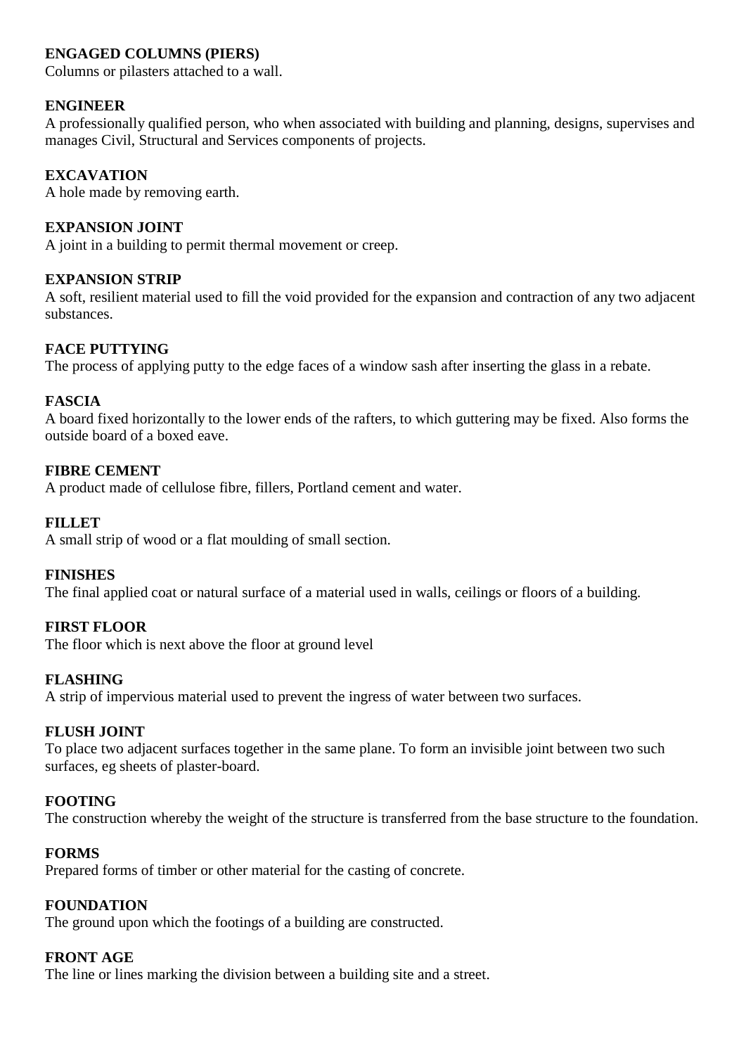**ENGAGED COLUMNS (PIERS)**
Columns or pilasters attached to a wall.

**ENGINEER**
A professionally qualified person, who when associated with building and planning, designs, supervises and manages Civil, Structural and Services components of projects.

**EXCAVATION**
A hole made by removing earth.

**EXPANSION JOINT**
A joint in a building to permit thermal movement or creep.

**EXPANSION STRIP**
A soft, resilient material used to fill the void provided for the expansion and contraction of any two adjacent substances.

**FACE PUTTYING**
The process of applying putty to the edge faces of a window sash after inserting the glass in a rebate.

**FASCIA**
A board fixed horizontally to the lower ends of the rafters, to which guttering may be fixed. Also forms the outside board of a boxed eave.

**FIBRE CEMENT**
A product made of cellulose fibre, fillers, Portland cement and water.

**FILLET**
A small strip of wood or a flat moulding of small section.

**FINISHES**
The final applied coat or natural surface of a material used in walls, ceilings or floors of a building.

**FIRST FLOOR**
The floor which is next above the floor at ground level

**FLASHING**
A strip of impervious material used to prevent the ingress of water between two surfaces.

**FLUSH JOINT**
To place two adjacent surfaces together in the same plane. To form an invisible joint between two such surfaces, eg sheets of plaster-board.

**FOOTING**
The construction whereby the weight of the structure is transferred from the base structure to the foundation.

**FORMS**
Prepared forms of timber or other material for the casting of concrete.

**FOUNDATION**
The ground upon which the footings of a building are constructed.

**FRONT AGE**
The line or lines marking the division between a building site and a street.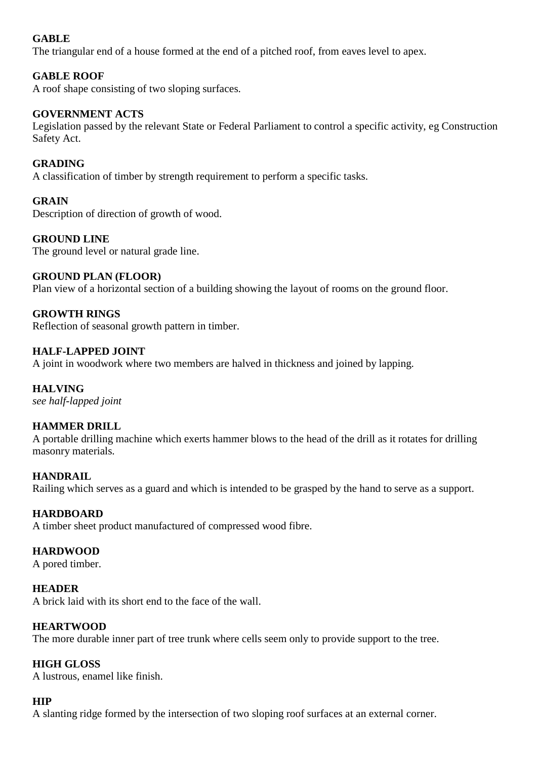**GABLE**
The triangular end of a house formed at the end of a pitched roof, from eaves level to apex.

**GABLE ROOF**
A roof shape consisting of two sloping surfaces.

**GOVERNMENT ACTS**
Legislation passed by the relevant State or Federal Parliament to control a specific activity, eg Construction Safety Act.

**GRADING**
A classification of timber by strength requirement to perform a specific tasks.

**GRAIN**
Description of direction of growth of wood.

**GROUND LINE**
The ground level or natural grade line.

**GROUND PLAN (FLOOR)**
Plan view of a horizontal section of a building showing the layout of rooms on the ground floor.

**GROWTH RINGS**
Reflection of seasonal growth pattern in timber.

**HALF-LAPPED JOINT**
A joint in woodwork where two members are halved in thickness and joined by lapping.

**HALVING**
*see half-lapped joint*

**HAMMER DRILL**
A portable drilling machine which exerts hammer blows to the head of the drill as it rotates for drilling masonry materials.

**HANDRAIL**
Railing which serves as a guard and which is intended to be grasped by the hand to serve as a support.

**HARDBOARD**
A timber sheet product manufactured of compressed wood fibre.

**HARDWOOD**
A pored timber.

**HEADER**
A brick laid with its short end to the face of the wall.

**HEARTWOOD**
The more durable inner part of tree trunk where cells seem only to provide support to the tree.

**HIGH GLOSS**
A lustrous, enamel like finish.

**HIP**
A slanting ridge formed by the intersection of two sloping roof surfaces at an external corner.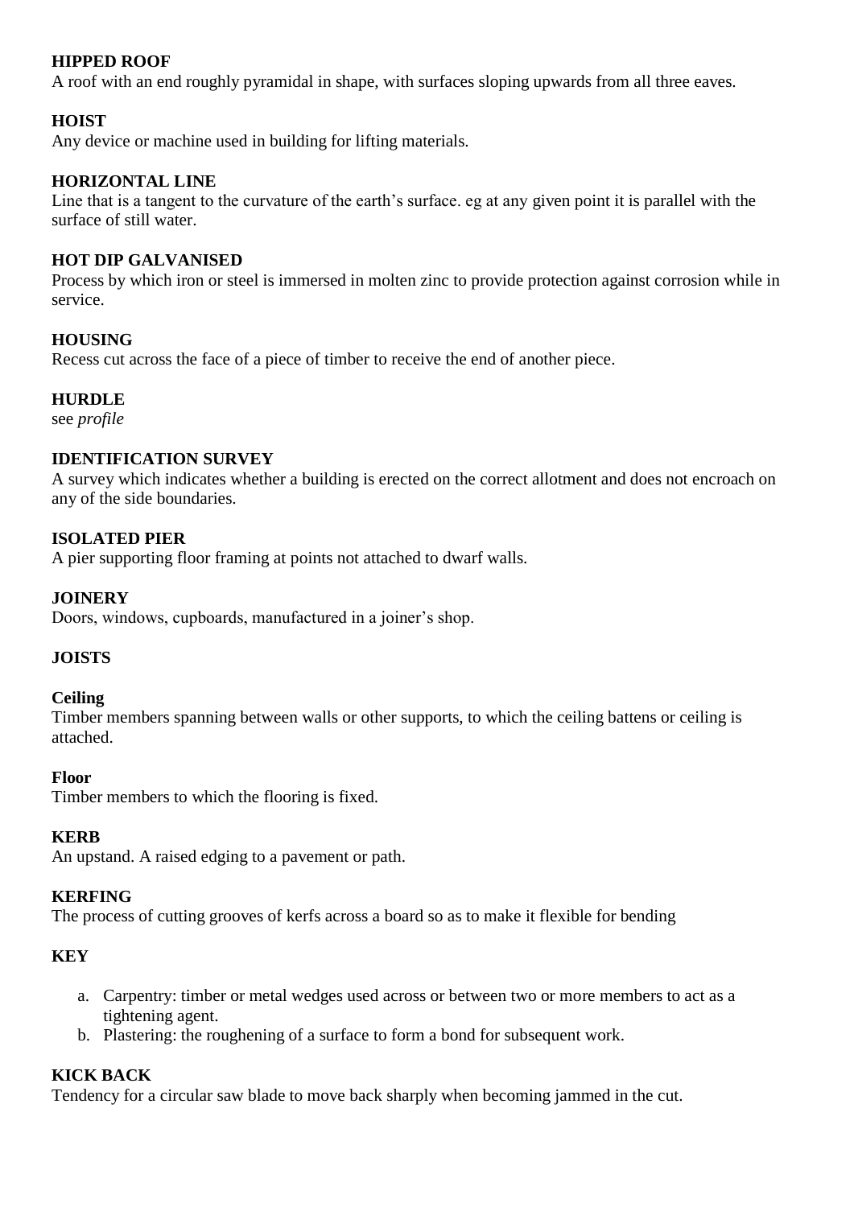**HIPPED ROOF**
A roof with an end roughly pyramidal in shape, with surfaces sloping upwards from all three eaves.

**HOIST**
Any device or machine used in building for lifting materials.

**HORIZONTAL LINE**
Line that is a tangent to the curvature of the earth's surface. eg at any given point it is parallel with the surface of still water.

**HOT DIP GALVANISED**
Process by which iron or steel is immersed in molten zinc to provide protection against corrosion while in service.

**HOUSING**
Recess cut across the face of a piece of timber to receive the end of another piece.

**HURDLE**
see *profile*

**IDENTIFICATION SURVEY**
A survey which indicates whether a building is erected on the correct allotment and does not encroach on any of the side boundaries.

**ISOLATED PIER**
A pier supporting floor framing at points not attached to dwarf walls.

**JOINERY**
Doors, windows, cupboards, manufactured in a joiner's shop.

**JOISTS**

**Ceiling**
Timber members spanning between walls or other supports, to which the ceiling battens or ceiling is attached.

**Floor**
Timber members to which the flooring is fixed.

**KERB**
An upstand. A raised edging to a pavement or path.

**KERFING**
The process of cutting grooves of kerfs across a board so as to make it flexible for bending

**KEY**

a. Carpentry: timber or metal wedges used across or between two or more members to act as a tightening agent.
b. Plastering: the roughening of a surface to form a bond for subsequent work.

**KICK BACK**
Tendency for a circular saw blade to move back sharply when becoming jammed in the cut.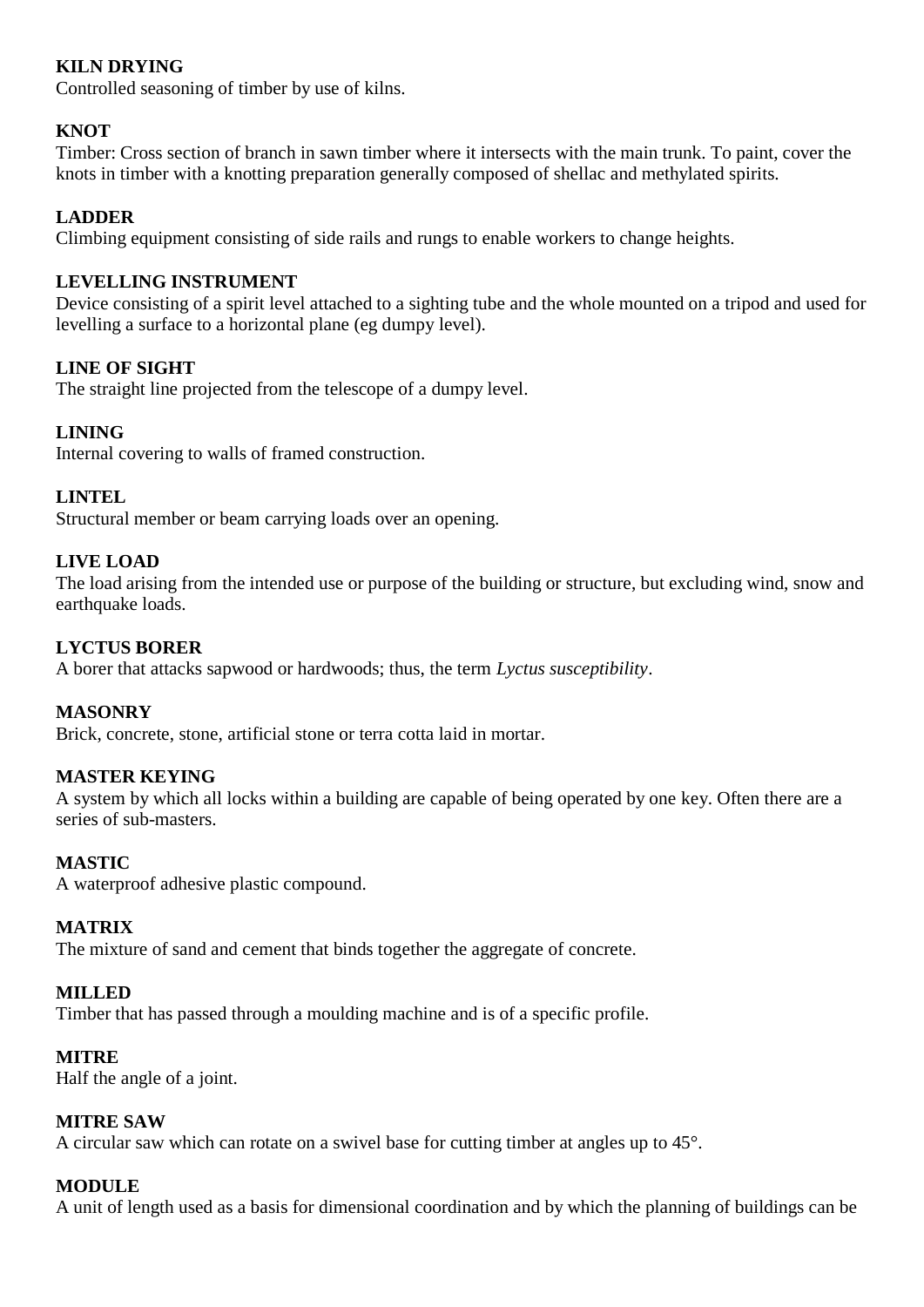**KILN DRYING**
Controlled seasoning of timber by use of kilns.

**KNOT**
Timber: Cross section of branch in sawn timber where it intersects with the main trunk. To paint, cover the knots in timber with a knotting preparation generally composed of shellac and methylated spirits.

**LADDER**
Climbing equipment consisting of side rails and rungs to enable workers to change heights.

**LEVELLING INSTRUMENT**
Device consisting of a spirit level attached to a sighting tube and the whole mounted on a tripod and used for levelling a surface to a horizontal plane (eg dumpy level).

**LINE OF SIGHT**
The straight line projected from the telescope of a dumpy level.

**LINING**
Internal covering to walls of framed construction.

**LINTEL**
Structural member or beam carrying loads over an opening.

**LIVE LOAD**
The load arising from the intended use or purpose of the building or structure, but excluding wind, snow and earthquake loads.

**LYCTUS BORER**
A borer that attacks sapwood or hardwoods; thus, the term *Lyctus susceptibility*.

**MASONRY**
Brick, concrete, stone, artificial stone or terra cotta laid in mortar.

**MASTER KEYING**
A system by which all locks within a building are capable of being operated by one key. Often there are a series of sub-masters.

**MASTIC**
A waterproof adhesive plastic compound.

**MATRIX**
The mixture of sand and cement that binds together the aggregate of concrete.

**MILLED**
Timber that has passed through a moulding machine and is of a specific profile.

**MITRE**
Half the angle of a joint.

**MITRE SAW**
A circular saw which can rotate on a swivel base for cutting timber at angles up to 45°.

**MODULE**
A unit of length used as a basis for dimensional coordination and by which the planning of buildings can be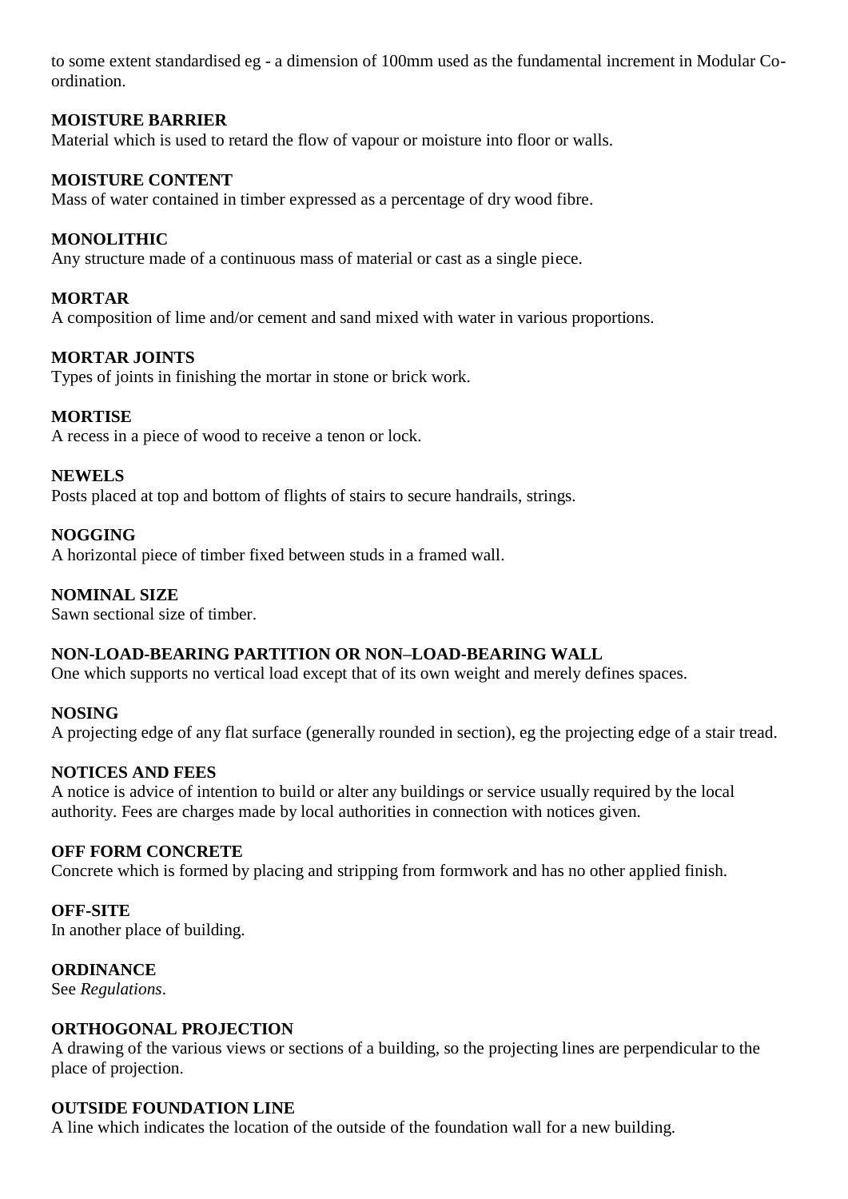to some extent standardised eg - a dimension of 100mm used as the fundamental increment in Modular Co-ordination.

**MOISTURE BARRIER**
Material which is used to retard the flow of vapour or moisture into floor or walls.

**MOISTURE CONTENT**
Mass of water contained in timber expressed as a percentage of dry wood fibre.

**MONOLITHIC**
Any structure made of a continuous mass of material or cast as a single piece.

**MORTAR**
A composition of lime and/or cement and sand mixed with water in various proportions.

**MORTAR JOINTS**
Types of joints in finishing the mortar in stone or brick work.

**MORTISE**
A recess in a piece of wood to receive a tenon or lock.

**NEWELS**
Posts placed at top and bottom of flights of stairs to secure handrails, strings.

**NOGGING**
A horizontal piece of timber fixed between studs in a framed wall.

**NOMINAL SIZE**
Sawn sectional size of timber.

**NON-LOAD-BEARING PARTITION OR NON–LOAD-BEARING WALL**
One which supports no vertical load except that of its own weight and merely defines spaces.

**NOSING**
A projecting edge of any flat surface (generally rounded in section), eg the projecting edge of a stair tread.

**NOTICES AND FEES**
A notice is advice of intention to build or alter any buildings or service usually required by the local authority. Fees are charges made by local authorities in connection with notices given.

**OFF FORM CONCRETE**
Concrete which is formed by placing and stripping from formwork and has no other applied finish.

**OFF-SITE**
In another place of building.

**ORDINANCE**
See *Regulations*.

**ORTHOGONAL PROJECTION**
A drawing of the various views or sections of a building, so the projecting lines are perpendicular to the place of projection.

**OUTSIDE FOUNDATION LINE**
A line which indicates the location of the outside of the foundation wall for a new building.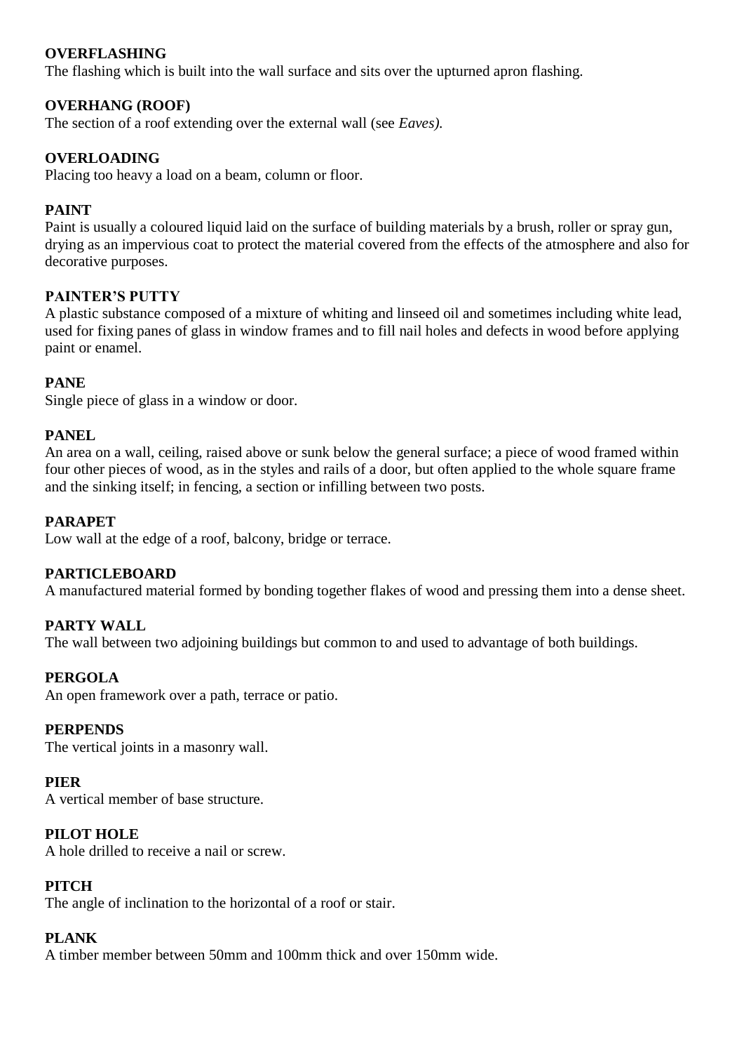**OVERFLASHING**
The flashing which is built into the wall surface and sits over the upturned apron flashing.

**OVERHANG (ROOF)**
The section of a roof extending over the external wall (see *Eaves).*

**OVERLOADING**
Placing too heavy a load on a beam, column or floor.

**PAINT**
Paint is usually a coloured liquid laid on the surface of building materials by a brush, roller or spray gun, drying as an impervious coat to protect the material covered from the effects of the atmosphere and also for decorative purposes.

**PAINTER'S PUTTY**
A plastic substance composed of a mixture of whiting and linseed oil and sometimes including white lead, used for fixing panes of glass in window frames and to fill nail holes and defects in wood before applying paint or enamel.

**PANE**
Single piece of glass in a window or door.

**PANEL**
An area on a wall, ceiling, raised above or sunk below the general surface; a piece of wood framed within four other pieces of wood, as in the styles and rails of a door, but often applied to the whole square frame and the sinking itself; in fencing, a section or infilling between two posts.

**PARAPET**
Low wall at the edge of a roof, balcony, bridge or terrace.

**PARTICLEBOARD**
A manufactured material formed by bonding together flakes of wood and pressing them into a dense sheet.

**PARTY WALL**
The wall between two adjoining buildings but common to and used to advantage of both buildings.

**PERGOLA**
An open framework over a path, terrace or patio.

**PERPENDS**
The vertical joints in a masonry wall.

**PIER**
A vertical member of base structure.

**PILOT HOLE**
A hole drilled to receive a nail or screw.

**PITCH**
The angle of inclination to the horizontal of a roof or stair.

**PLANK**
A timber member between 50mm and 100mm thick and over 150mm wide.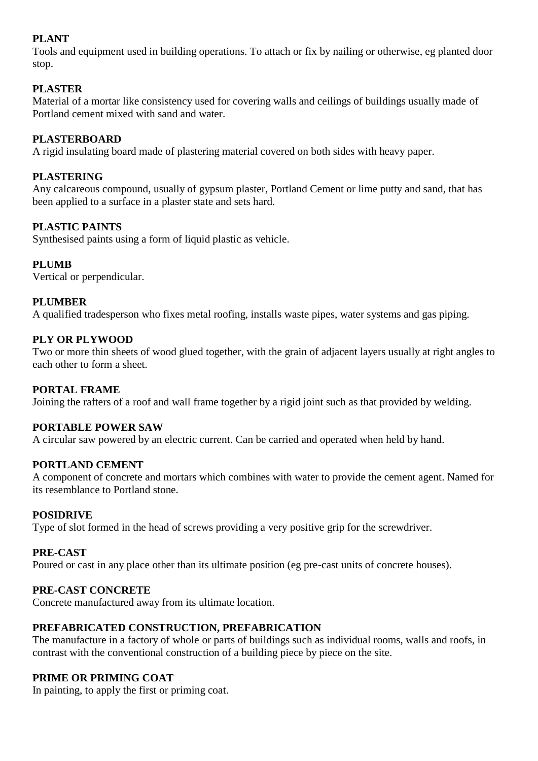**PLANT**
Tools and equipment used in building operations. To attach or fix by nailing or otherwise, eg planted door stop.

**PLASTER**
Material of a mortar like consistency used for covering walls and ceilings of buildings usually made of Portland cement mixed with sand and water.

**PLASTERBOARD**
A rigid insulating board made of plastering material covered on both sides with heavy paper.

**PLASTERING**
Any calcareous compound, usually of gypsum plaster, Portland Cement or lime putty and sand, that has been applied to a surface in a plaster state and sets hard.

**PLASTIC PAINTS**
Synthesised paints using a form of liquid plastic as vehicle.

**PLUMB**
Vertical or perpendicular.

**PLUMBER**
A qualified tradesperson who fixes metal roofing, installs waste pipes, water systems and gas piping.

**PLY OR PLYWOOD**
Two or more thin sheets of wood glued together, with the grain of adjacent layers usually at right angles to each other to form a sheet.

**PORTAL FRAME**
Joining the rafters of a roof and wall frame together by a rigid joint such as that provided by welding.

**PORTABLE POWER SAW**
A circular saw powered by an electric current. Can be carried and operated when held by hand.

**PORTLAND CEMENT**
A component of concrete and mortars which combines with water to provide the cement agent. Named for its resemblance to Portland stone.

**POSIDRIVE**
Type of slot formed in the head of screws providing a very positive grip for the screwdriver.

**PRE-CAST**
Poured or cast in any place other than its ultimate position (eg pre-cast units of concrete houses).

**PRE-CAST CONCRETE**
Concrete manufactured away from its ultimate location.

**PREFABRICATED CONSTRUCTION, PREFABRICATION**
The manufacture in a factory of whole or parts of buildings such as individual rooms, walls and roofs, in contrast with the conventional construction of a building piece by piece on the site.

**PRIME OR PRIMING COAT**
In painting, to apply the first or priming coat.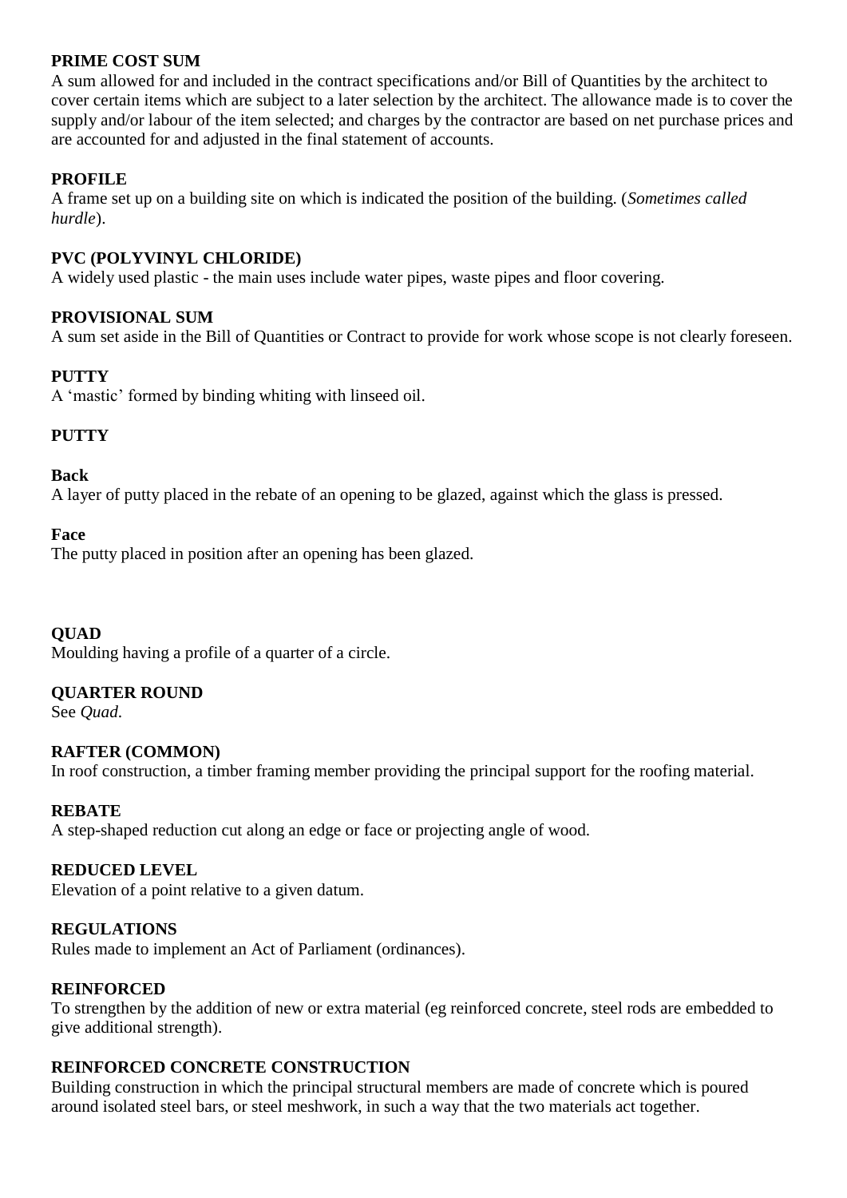**PRIME COST SUM**
A sum allowed for and included in the contract specifications and/or Bill of Quantities by the architect to cover certain items which are subject to a later selection by the architect. The allowance made is to cover the supply and/or labour of the item selected; and charges by the contractor are based on net purchase prices and are accounted for and adjusted in the final statement of accounts.

**PROFILE**
A frame set up on a building site on which is indicated the position of the building. (*Sometimes called hurdle*).

**PVC (POLYVINYL CHLORIDE)**
A widely used plastic - the main uses include water pipes, waste pipes and floor covering.

**PROVISIONAL SUM**
A sum set aside in the Bill of Quantities or Contract to provide for work whose scope is not clearly foreseen.

**PUTTY**
A 'mastic' formed by binding whiting with linseed oil.

**PUTTY**

**Back**
A layer of putty placed in the rebate of an opening to be glazed, against which the glass is pressed.

**Face**
The putty placed in position after an opening has been glazed.

**QUAD**
Moulding having a profile of a quarter of a circle.

**QUARTER ROUND**
See *Quad*.

**RAFTER (COMMON)**
In roof construction, a timber framing member providing the principal support for the roofing material.

**REBATE**
A step-shaped reduction cut along an edge or face or projecting angle of wood.

**REDUCED LEVEL**
Elevation of a point relative to a given datum.

**REGULATIONS**
Rules made to implement an Act of Parliament (ordinances).

**REINFORCED**
To strengthen by the addition of new or extra material (eg reinforced concrete, steel rods are embedded to give additional strength).

**REINFORCED CONCRETE CONSTRUCTION**
Building construction in which the principal structural members are made of concrete which is poured around isolated steel bars, or steel meshwork, in such a way that the two materials act together.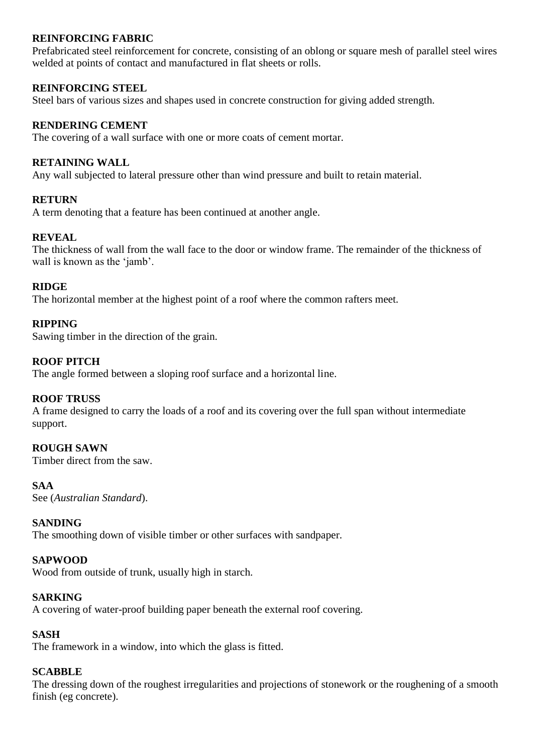**REINFORCING FABRIC**
Prefabricated steel reinforcement for concrete, consisting of an oblong or square mesh of parallel steel wires welded at points of contact and manufactured in flat sheets or rolls.

**REINFORCING STEEL**
Steel bars of various sizes and shapes used in concrete construction for giving added strength.

**RENDERING CEMENT**
The covering of a wall surface with one or more coats of cement mortar.

**RETAINING WALL**
Any wall subjected to lateral pressure other than wind pressure and built to retain material.

**RETURN**
A term denoting that a feature has been continued at another angle.

**REVEAL**
The thickness of wall from the wall face to the door or window frame. The remainder of the thickness of wall is known as the 'jamb'.

**RIDGE**
The horizontal member at the highest point of a roof where the common rafters meet.

**RIPPING**
Sawing timber in the direction of the grain.

**ROOF PITCH**
The angle formed between a sloping roof surface and a horizontal line.

**ROOF TRUSS**
A frame designed to carry the loads of a roof and its covering over the full span without intermediate support.

**ROUGH SAWN**
Timber direct from the saw.

**SAA**
See (*Australian Standard*).

**SANDING**
The smoothing down of visible timber or other surfaces with sandpaper.

**SAPWOOD**
Wood from outside of trunk, usually high in starch.

**SARKING**
A covering of water-proof building paper beneath the external roof covering.

**SASH**
The framework in a window, into which the glass is fitted.

**SCABBLE**
The dressing down of the roughest irregularities and projections of stonework or the roughening of a smooth finish (eg concrete).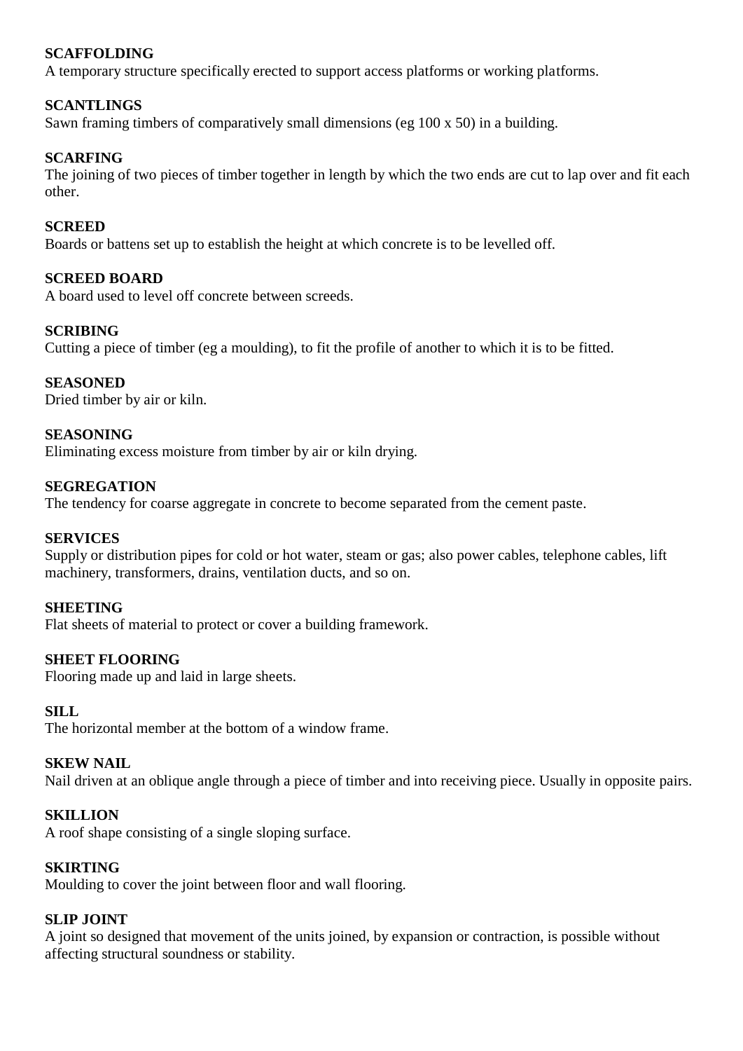**SCAFFOLDING**
A temporary structure specifically erected to support access platforms or working platforms.

**SCANTLINGS**
Sawn framing timbers of comparatively small dimensions (eg 100 x 50) in a building.

**SCARFING**
The joining of two pieces of timber together in length by which the two ends are cut to lap over and fit each other.

**SCREED**
Boards or battens set up to establish the height at which concrete is to be levelled off.

**SCREED BOARD**
A board used to level off concrete between screeds.

**SCRIBING**
Cutting a piece of timber (eg a moulding), to fit the profile of another to which it is to be fitted.

**SEASONED**
Dried timber by air or kiln.

**SEASONING**
Eliminating excess moisture from timber by air or kiln drying.

**SEGREGATION**
The tendency for coarse aggregate in concrete to become separated from the cement paste.

**SERVICES**
Supply or distribution pipes for cold or hot water, steam or gas; also power cables, telephone cables, lift machinery, transformers, drains, ventilation ducts, and so on.

**SHEETING**
Flat sheets of material to protect or cover a building framework.

**SHEET FLOORING**
Flooring made up and laid in large sheets.

**SILL**
The horizontal member at the bottom of a window frame.

**SKEW NAIL**
Nail driven at an oblique angle through a piece of timber and into receiving piece. Usually in opposite pairs.

**SKILLION**
A roof shape consisting of a single sloping surface.

**SKIRTING**
Moulding to cover the joint between floor and wall flooring.

**SLIP JOINT**
A joint so designed that movement of the units joined, by expansion or contraction, is possible without affecting structural soundness or stability.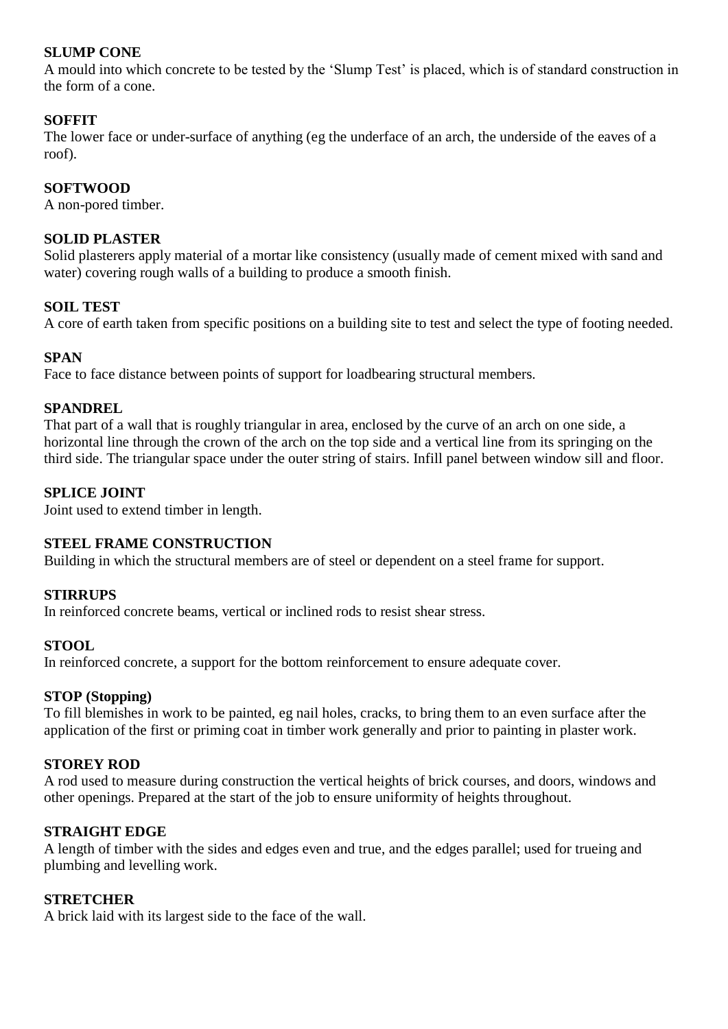**SLUMP CONE**
A mould into which concrete to be tested by the 'Slump Test' is placed, which is of standard construction in the form of a cone.

**SOFFIT**
The lower face or under-surface of anything (eg the underface of an arch, the underside of the eaves of a roof).

**SOFTWOOD**
A non-pored timber.

**SOLID PLASTER**
Solid plasterers apply material of a mortar like consistency (usually made of cement mixed with sand and water) covering rough walls of a building to produce a smooth finish.

**SOIL TEST**
A core of earth taken from specific positions on a building site to test and select the type of footing needed.

**SPAN**
Face to face distance between points of support for loadbearing structural members.

**SPANDREL**
That part of a wall that is roughly triangular in area, enclosed by the curve of an arch on one side, a horizontal line through the crown of the arch on the top side and a vertical line from its springing on the third side. The triangular space under the outer string of stairs. Infill panel between window sill and floor.

**SPLICE JOINT**
Joint used to extend timber in length.

**STEEL FRAME CONSTRUCTION**
Building in which the structural members are of steel or dependent on a steel frame for support.

**STIRRUPS**
In reinforced concrete beams, vertical or inclined rods to resist shear stress.

**STOOL**
In reinforced concrete, a support for the bottom reinforcement to ensure adequate cover.

**STOP (Stopping)**
To fill blemishes in work to be painted, eg nail holes, cracks, to bring them to an even surface after the application of the first or priming coat in timber work generally and prior to painting in plaster work.

**STOREY ROD**
A rod used to measure during construction the vertical heights of brick courses, and doors, windows and other openings. Prepared at the start of the job to ensure uniformity of heights throughout.

**STRAIGHT EDGE**
A length of timber with the sides and edges even and true, and the edges parallel; used for trueing and plumbing and levelling work.

**STRETCHER**
A brick laid with its largest side to the face of the wall.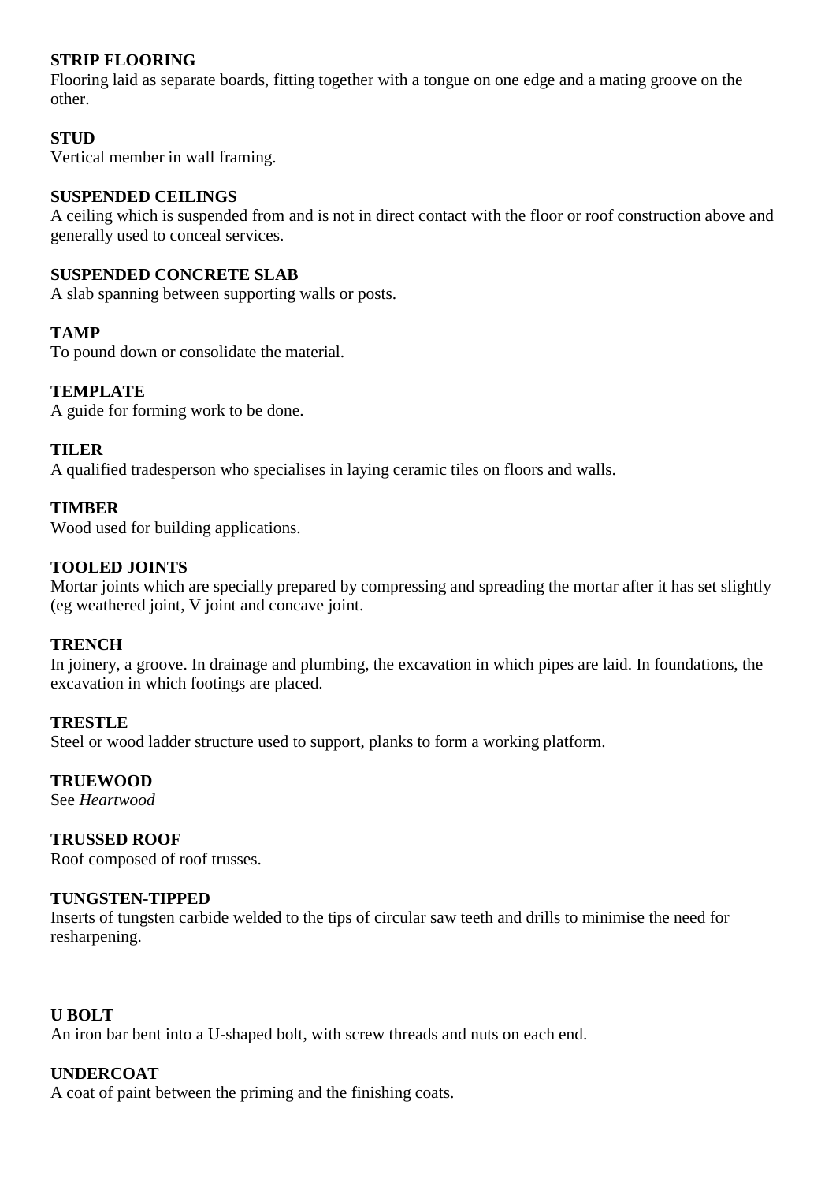**STRIP FLOORING**
Flooring laid as separate boards, fitting together with a tongue on one edge and a mating groove on the other.

**STUD**
Vertical member in wall framing.

**SUSPENDED CEILINGS**
A ceiling which is suspended from and is not in direct contact with the floor or roof construction above and generally used to conceal services.

**SUSPENDED CONCRETE SLAB**
A slab spanning between supporting walls or posts.

**TAMP**
To pound down or consolidate the material.

**TEMPLATE**
A guide for forming work to be done.

**TILER**
A qualified tradesperson who specialises in laying ceramic tiles on floors and walls.

**TIMBER**
Wood used for building applications.

**TOOLED JOINTS**
Mortar joints which are specially prepared by compressing and spreading the mortar after it has set slightly (eg weathered joint, V joint and concave joint.

**TRENCH**
In joinery, a groove. In drainage and plumbing, the excavation in which pipes are laid. In foundations, the excavation in which footings are placed.

**TRESTLE**
Steel or wood ladder structure used to support, planks to form a working platform.

**TRUEWOOD**
See *Heartwood*

**TRUSSED ROOF**
Roof composed of roof trusses.

**TUNGSTEN-TIPPED**
Inserts of tungsten carbide welded to the tips of circular saw teeth and drills to minimise the need for resharpening.

**U BOLT**
An iron bar bent into a U-shaped bolt, with screw threads and nuts on each end.

**UNDERCOAT**
A coat of paint between the priming and the finishing coats.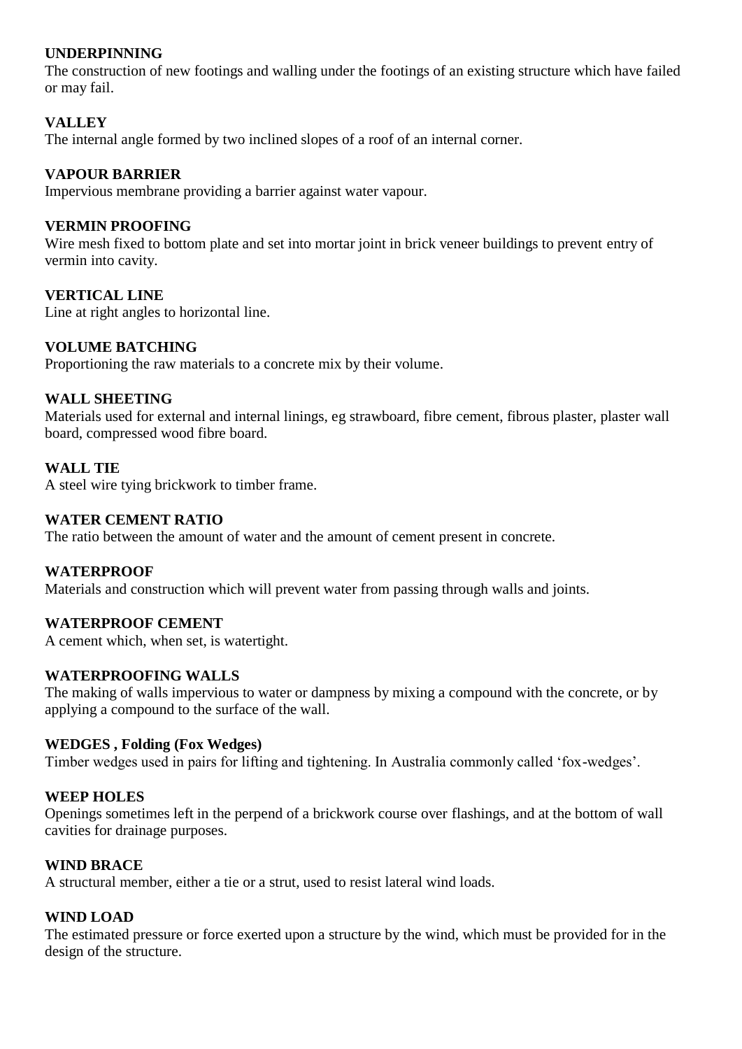**UNDERPINNING**

The construction of new footings and walling under the footings of an existing structure which have failed or may fail.

**VALLEY**

The internal angle formed by two inclined slopes of a roof of an internal corner.

**VAPOUR BARRIER**

Impervious membrane providing a barrier against water vapour.

**VERMIN PROOFING**

Wire mesh fixed to bottom plate and set into mortar joint in brick veneer buildings to prevent entry of vermin into cavity.

**VERTICAL LINE**

Line at right angles to horizontal line.

**VOLUME BATCHING**

Proportioning the raw materials to a concrete mix by their volume.

**WALL SHEETING**

Materials used for external and internal linings, eg strawboard, fibre cement, fibrous plaster, plaster wall board, compressed wood fibre board.

**WALL TIE**

A steel wire tying brickwork to timber frame.

**WATER CEMENT RATIO**

The ratio between the amount of water and the amount of cement present in concrete.

**WATERPROOF**

Materials and construction which will prevent water from passing through walls and joints.

**WATERPROOF CEMENT**

A cement which, when set, is watertight.

**WATERPROOFING WALLS**

The making of walls impervious to water or dampness by mixing a compound with the concrete, or by applying a compound to the surface of the wall.

**WEDGES , Folding (Fox Wedges)**

Timber wedges used in pairs for lifting and tightening. In Australia commonly called 'fox-wedges'.

**WEEP HOLES**

Openings sometimes left in the perpend of a brickwork course over flashings, and at the bottom of wall cavities for drainage purposes.

**WIND BRACE**

A structural member, either a tie or a strut, used to resist lateral wind loads.

**WIND LOAD**

The estimated pressure or force exerted upon a structure by the wind, which must be provided for in the design of the structure.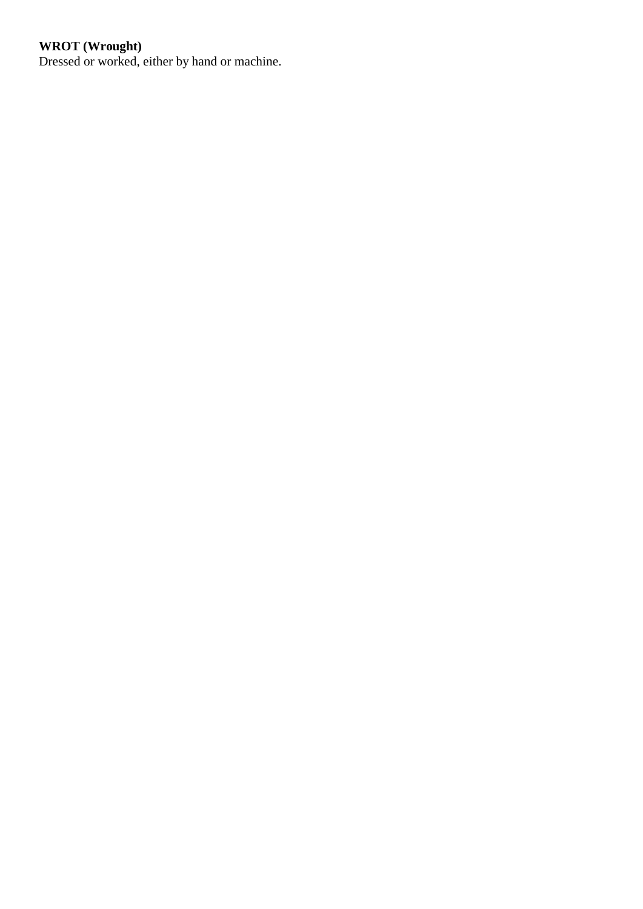**WROT (Wrought)**
Dressed or worked, either by hand or machine.